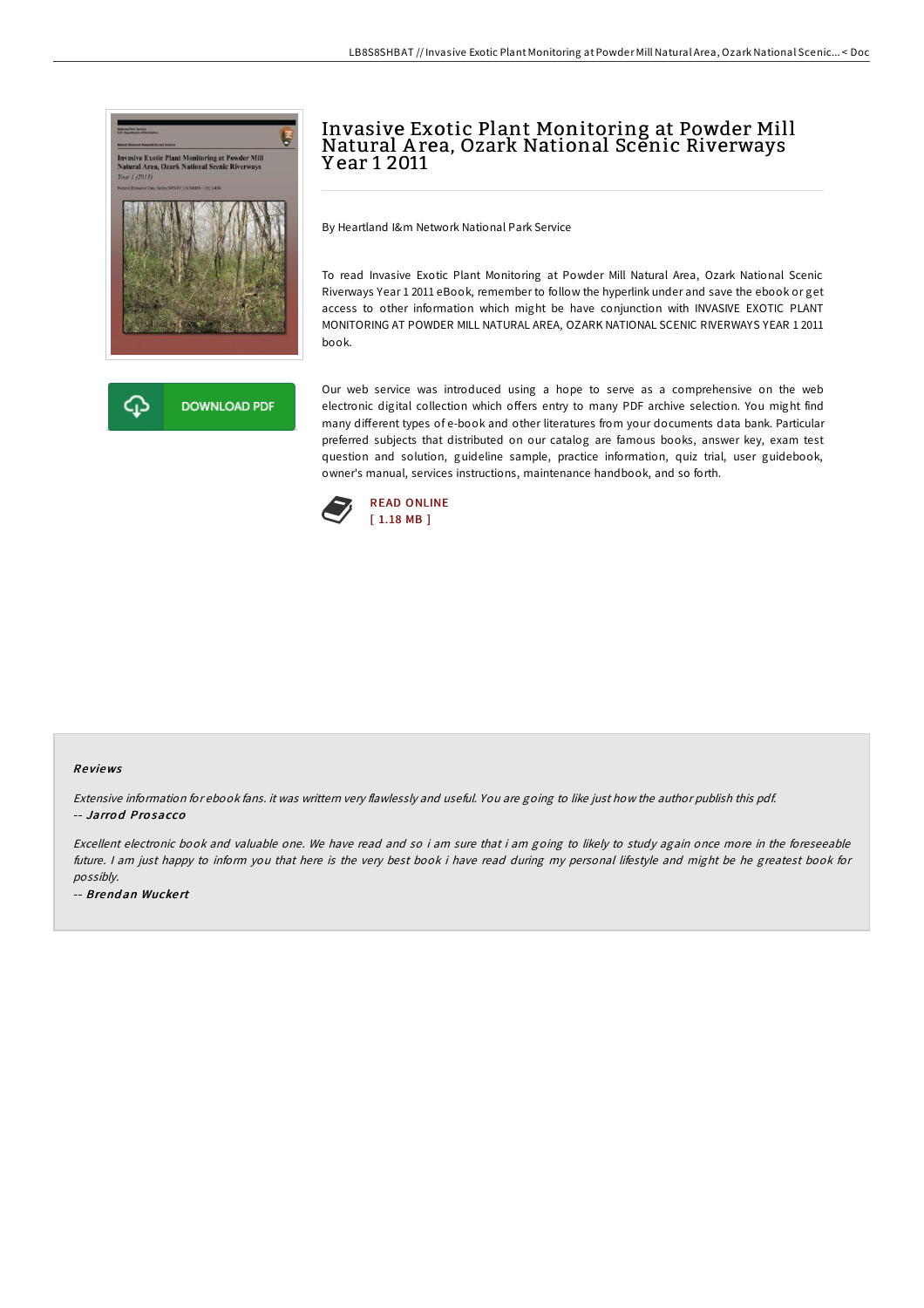# Invasive Exotic Plant Monitoring at Powder Mill Natural Area, Ozark National Scenic Riverways Year 1 2011

By Heartland I&m Network National Park Service

To read Invasive Exotic Plant Monitoring at Powder Mill Natural Area, Ozark National Scenic Riverways Year 1 2011 eBook, remember to follow the hyperlink under and save the ebook or get access to other information which might be have conjunction with INVASIVE EXOTIC PLANT MONITORING AT POWDER MILL NATURAL AREA, OZARK NATIONAL SCENIC RIVERWAYS YEAR 1 2011 book.

DOWNLOAD PDF

Our web service was introduced using a hope to serve as a comprehensive on the web electronic digital collection which offers entry to many PDF archive selection. You might find many different types of e-book and other literatures from your documents data bank. Particular preferred subjects that distributed on our catalog are famous books, answer key, exam test question and solution, guideline sample, practice information, quiz trial, user guidebook, owner's manual, services instructions, maintenance handbook, and so forth.

READ ONLINE
[ 1.18 MB ]

## Reviews

*Extensive information for ebook fans. it was writtern very flawlessly and useful. You are going to like just how the author publish this pdf.*
-- ***Jarrod Prosacco***

*Excellent electronic book and valuable one. We have read and so i am sure that i am going to likely to study again once more in the foreseeable future. I am just happy to inform you that here is the very best book i have read during my personal lifestyle and might be he greatest book for possibly.*
-- ***Brendan Wuckert***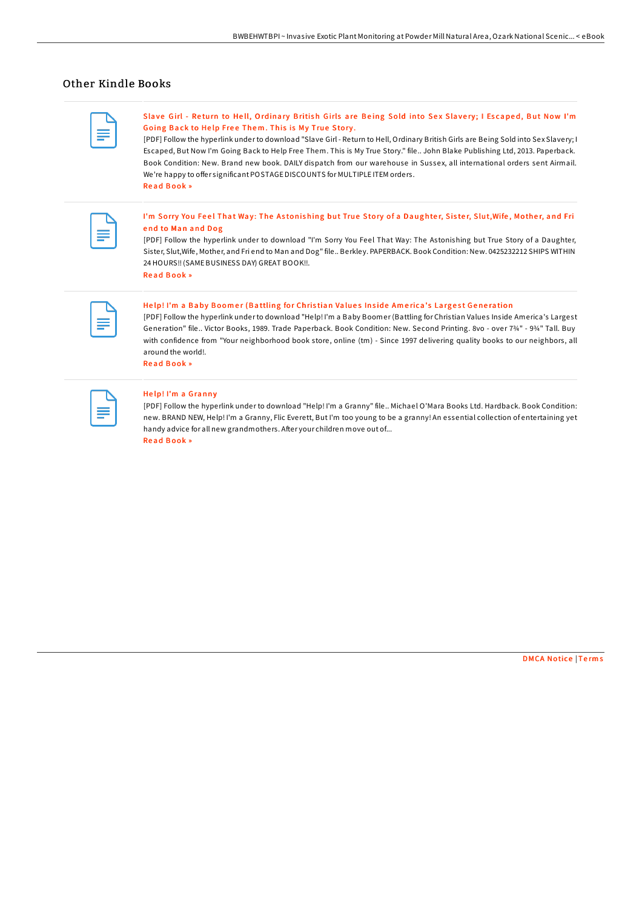## Other Kindle Books

**Slave Girl - Return to Hell, Ordinary British Girls are Being Sold into Sex Slavery; I Escaped, But Now I'm Going Back to Help Free Them. This is My True Story.**

[PDF] Follow the hyperlink under to download "Slave Girl - Return to Hell, Ordinary British Girls are Being Sold into Sex Slavery; I Escaped, But Now I'm Going Back to Help Free Them. This is My True Story." file.. John Blake Publishing Ltd, 2013. Paperback. Book Condition: New. Brand new book. DAILY dispatch from our warehouse in Sussex, all international orders sent Airmail. We're happy to offer significant POSTAGE DISCOUNTS for MULTIPLE ITEM orders.

Read Book »

**I'm Sorry You Feel That Way: The Astonishing but True Story of a Daughter, Sister, Slut,Wife, Mother, and Fri end to Man and Dog**

[PDF] Follow the hyperlink under to download "I'm Sorry You Feel That Way: The Astonishing but True Story of a Daughter, Sister, Slut,Wife, Mother, and Fri end to Man and Dog" file.. Berkley. PAPERBACK. Book Condition: New. 0425232212 SHIPS WITHIN 24 HOURS!! (SAME BUSINESS DAY) GREAT BOOK!!.

Read Book »

**Help! I'm a Baby Boomer (Battling for Christian Values Inside America's Largest Generation**

[PDF] Follow the hyperlink under to download "Help! I'm a Baby Boomer (Battling for Christian Values Inside America's Largest Generation" file.. Victor Books, 1989. Trade Paperback. Book Condition: New. Second Printing. 8vo - over 7¾" - 9¾" Tall. Buy with confidence from "Your neighborhood book store, online (tm) - Since 1997 delivering quality books to our neighbors, all around the world!.

Read Book »

**Help! I'm a Granny**

[PDF] Follow the hyperlink under to download "Help! I'm a Granny" file.. Michael O'Mara Books Ltd. Hardback. Book Condition: new. BRAND NEW, Help! I'm a Granny, Flic Everett, But I'm too young to be a granny! An essential collection of entertaining yet handy advice for all new grandmothers. After your children move out of...

Read Book »

DMCA Notice | Terms